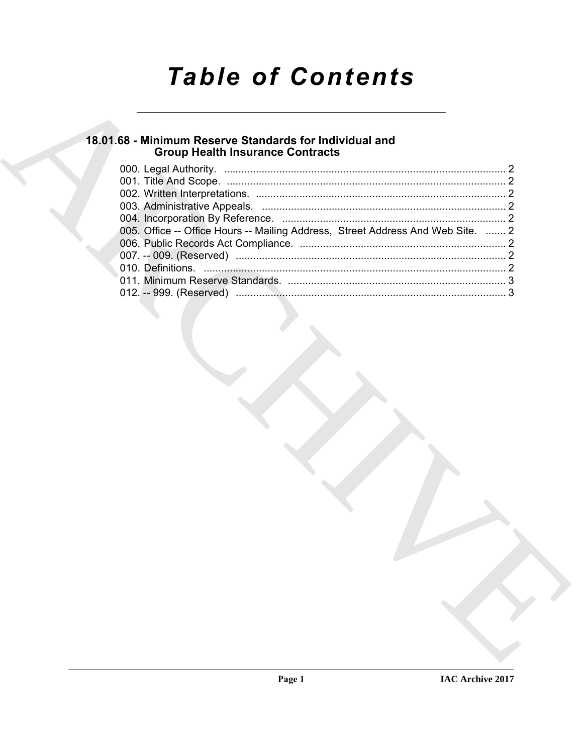# Table of Contents

## 18.01.68 - Minimum Reserve Standards for Individual and Group Health Insurance Contracts

000. Legal Authority. ........................................................................................ 2
001. Title And Scope. ........................................................................................ 2
002. Written Interpretations. ........................................................................................ 2
003. Administrative Appeals. ........................................................................................ 2
004. Incorporation By Reference. ........................................................................................ 2
005. Office -- Office Hours -- Mailing Address, Street Address And Web Site. ....... 2
006. Public Records Act Compliance. ........................................................................................ 2
007. -- 009. (Reserved) ........................................................................................ 2
010. Definitions. ........................................................................................ 2
011. Minimum Reserve Standards. ........................................................................................ 3
012. -- 999. (Reserved) ........................................................................................ 3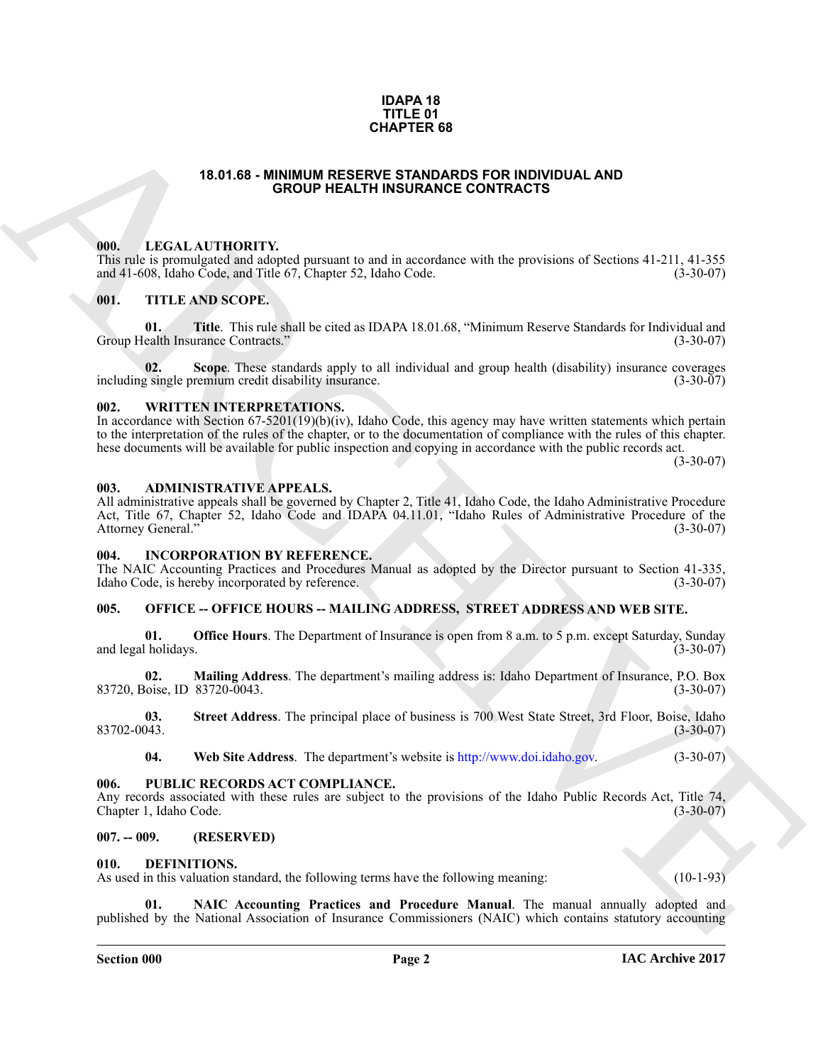# IDAPA 18
# TITLE 01
# CHAPTER 68

## 18.01.68 - MINIMUM RESERVE STANDARDS FOR INDIVIDUAL AND GROUP HEALTH INSURANCE CONTRACTS

### 000. LEGAL AUTHORITY.

This rule is promulgated and adopted pursuant to and in accordance with the provisions of Sections 41-211, 41-355 and 41-608, Idaho Code, and Title 67, Chapter 52, Idaho Code. (3-30-07)

### 001. TITLE AND SCOPE.

**01. Title**. This rule shall be cited as IDAPA 18.01.68, "Minimum Reserve Standards for Individual and Group Health Insurance Contracts." (3-30-07)

**02. Scope**. These standards apply to all individual and group health (disability) insurance coverages including single premium credit disability insurance. (3-30-07)

### 002. WRITTEN INTERPRETATIONS.

In accordance with Section 67-5201(19)(b)(iv), Idaho Code, this agency may have written statements which pertain to the interpretation of the rules of the chapter, or to the documentation of compliance with the rules of this chapter. hese documents will be available for public inspection and copying in accordance with the public records act. (3-30-07)

### 003. ADMINISTRATIVE APPEALS.

All administrative appeals shall be governed by Chapter 2, Title 41, Idaho Code, the Idaho Administrative Procedure Act, Title 67, Chapter 52, Idaho Code and IDAPA 04.11.01, "Idaho Rules of Administrative Procedure of the Attorney General." (3-30-07)

### 004. INCORPORATION BY REFERENCE.

The NAIC Accounting Practices and Procedures Manual as adopted by the Director pursuant to Section 41-335, Idaho Code, is hereby incorporated by reference. (3-30-07)

### 005. OFFICE -- OFFICE HOURS -- MAILING ADDRESS, STREET ADDRESS AND WEB SITE.

**01. Office Hours**. The Department of Insurance is open from 8 a.m. to 5 p.m. except Saturday, Sunday and legal holidays. (3-30-07)

**02. Mailing Address**. The department's mailing address is: Idaho Department of Insurance, P.O. Box 83720, Boise, ID 83720-0043. (3-30-07)

**03. Street Address**. The principal place of business is 700 West State Street, 3rd Floor, Boise, Idaho 83702-0043. (3-30-07)

**04. Web Site Address**. The department's website is http://www.doi.idaho.gov. (3-30-07)

### 006. PUBLIC RECORDS ACT COMPLIANCE.

Any records associated with these rules are subject to the provisions of the Idaho Public Records Act, Title 74, Chapter 1, Idaho Code. (3-30-07)

### 007. -- 009. (RESERVED)

### 010. DEFINITIONS.

As used in this valuation standard, the following terms have the following meaning: (10-1-93)

**01. NAIC Accounting Practices and Procedure Manual**. The manual annually adopted and published by the National Association of Insurance Commissioners (NAIC) which contains statutory accounting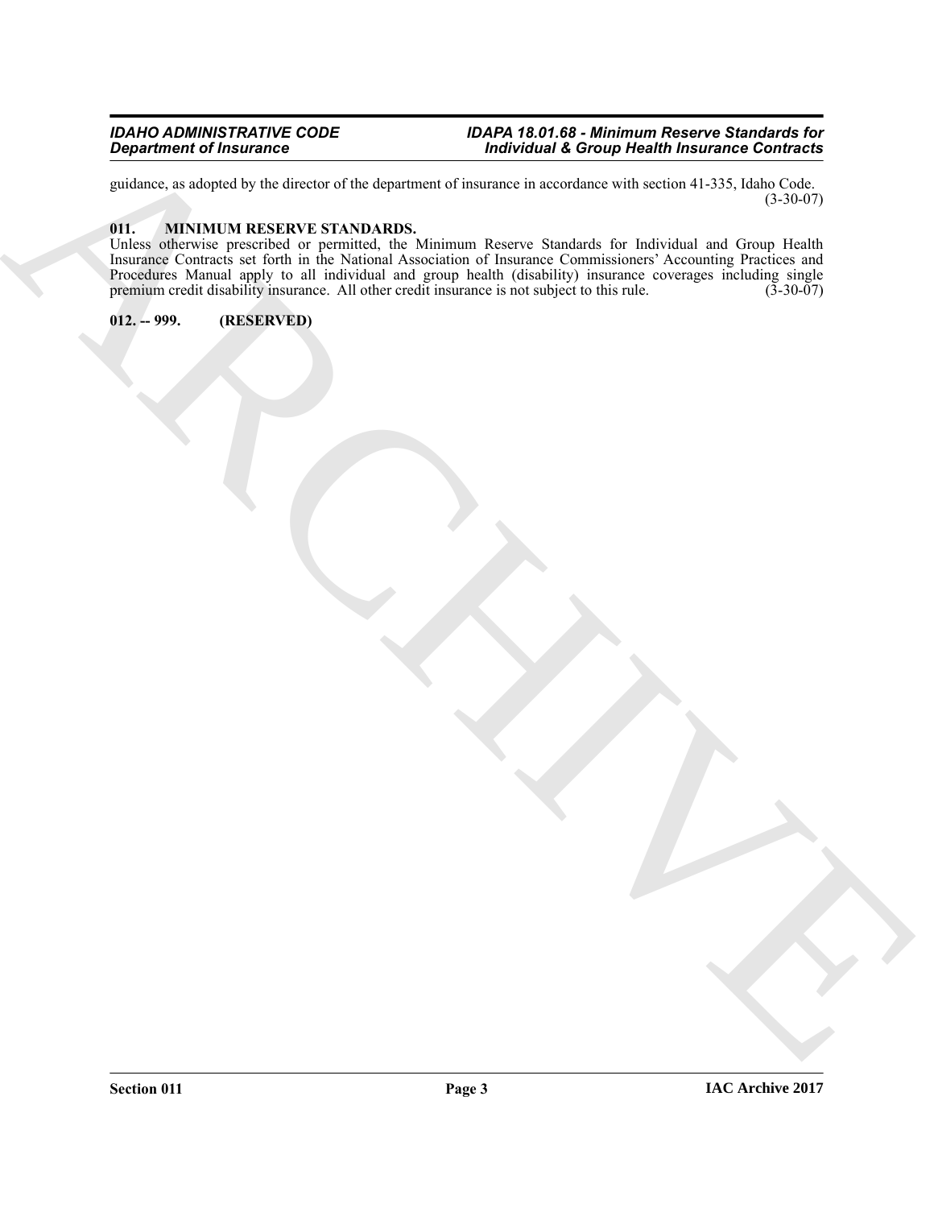guidance, as adopted by the director of the department of insurance in accordance with section 41-335, Idaho Code. (3-30-07)

### 011. MINIMUM RESERVE STANDARDS.

Unless otherwise prescribed or permitted, the Minimum Reserve Standards for Individual and Group Health Insurance Contracts set forth in the National Association of Insurance Commissioners' Accounting Practices and Procedures Manual apply to all individual and group health (disability) insurance coverages including single premium credit disability insurance. All other credit insurance is not subject to this rule. (3-30-07)

### 012. -- 999. (RESERVED)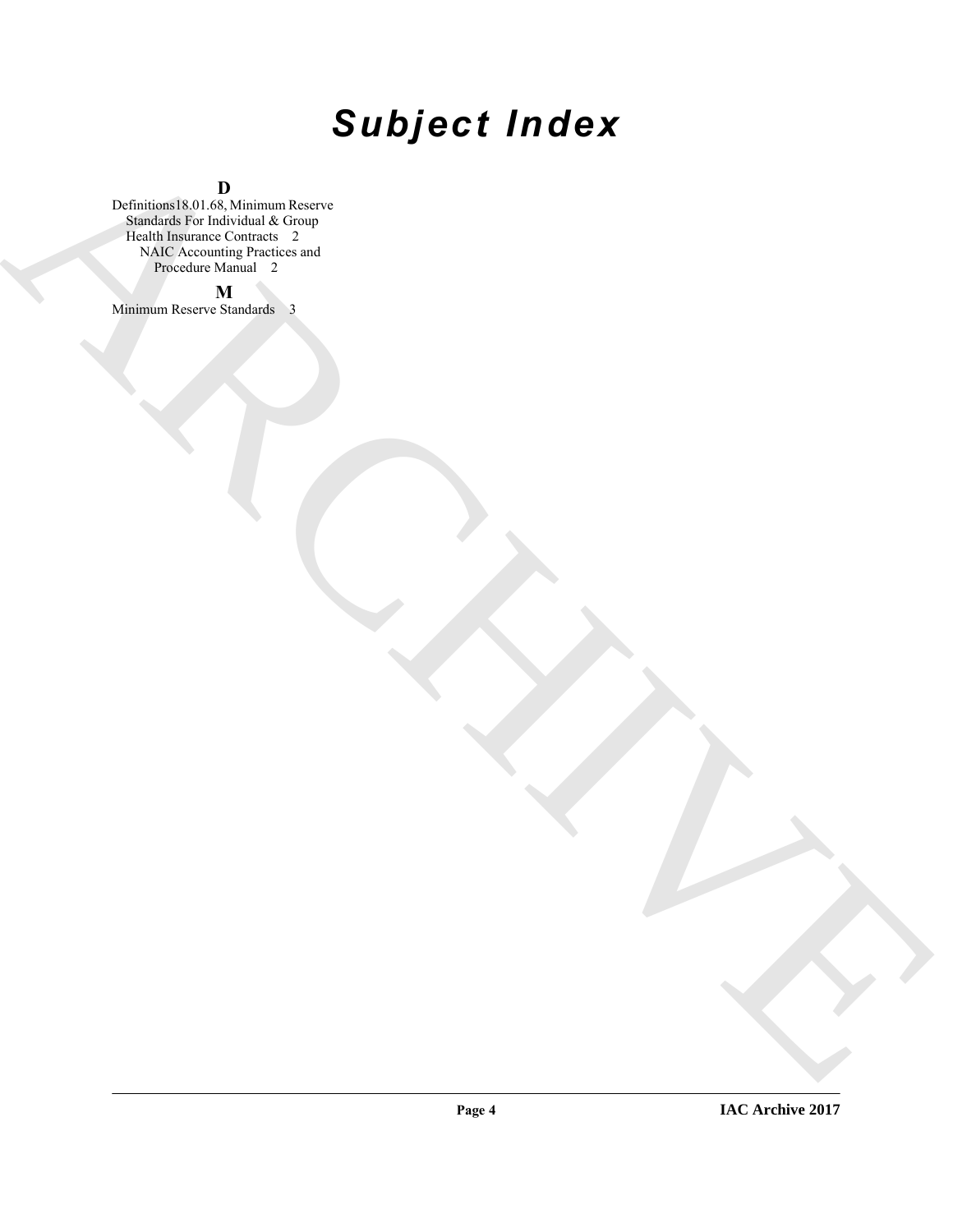# *Subject Index*

**D**

Definitions18.01.68, Minimum Reserve Standards For Individual & Group Health Insurance Contracts 2
NAIC Accounting Practices and Procedure Manual 2

**M**

Minimum Reserve Standards 3